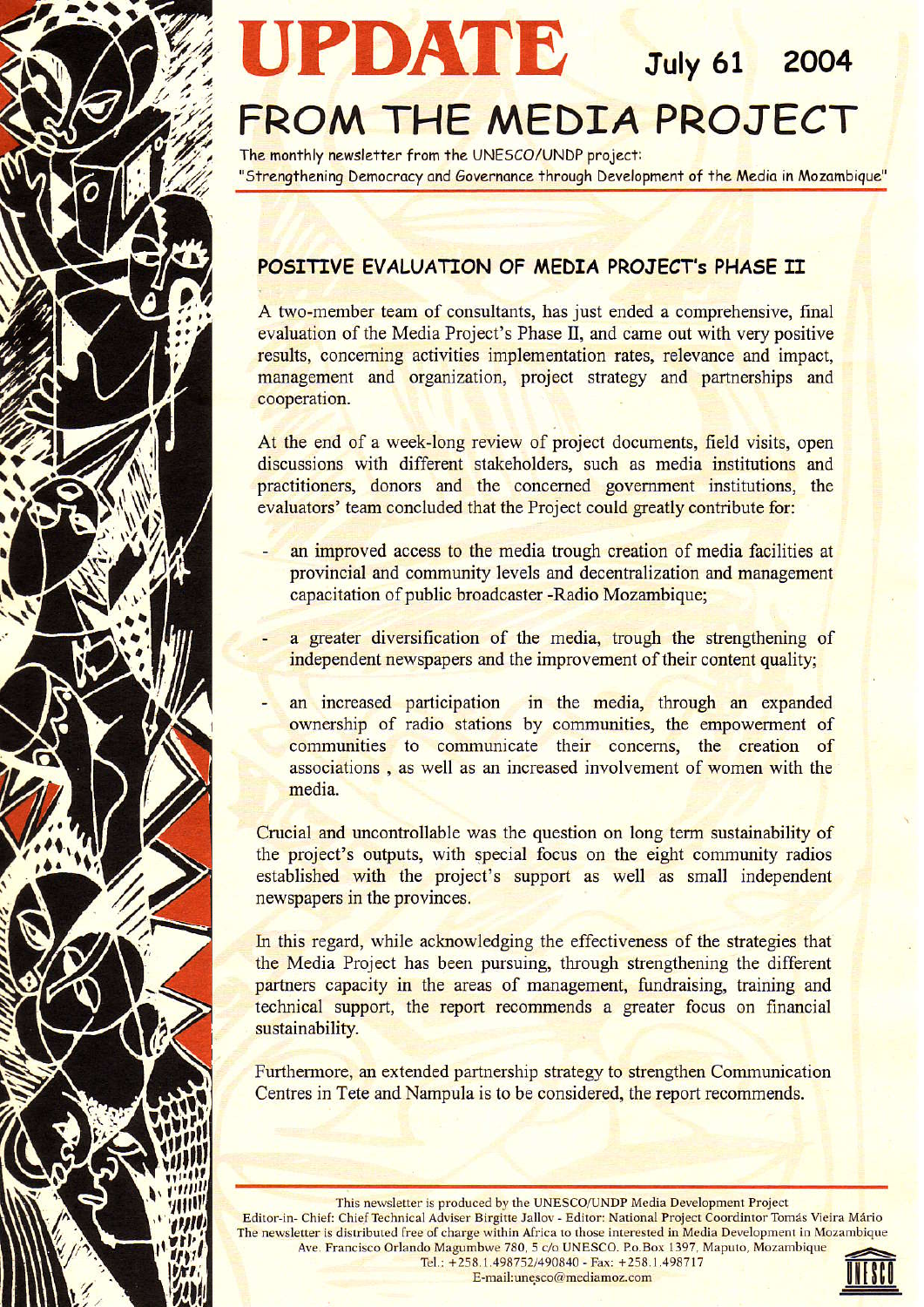# UPDATE July 61 2004

# FROM THE MEDIA PROJECT

The monthly newsletter from the UNESCO/UNDP project:
"Strengthening Democracy and Governance through Development of the Media in Mozambique"

## POSITIVE EVALUATION OF MEDIA PROJECT's PHASE II

A two-member team of consultants, has just ended a comprehensive, final evaluation of the Media Project's Phase II, and came out with very positive results, concerning activities implementation rates, relevance and impact, management and organization, project strategy and partnerships and cooperation.

At the end of a week-long review of project documents, field visits, open discussions with different stakeholders, such as media institutions and practitioners, donors and the concerned government institutions, the evaluators' team concluded that the Project could greatly contribute for:

- an improved access to the media trough creation of media facilities at provincial and community levels and decentralization and management capacitation of public broadcaster -Radio Mozambique;
- a greater diversification of the media, trough the strengthening of independent newspapers and the improvement of their content quality;
- an increased participation in the media, through an expanded ownership of radio stations by communities, the empowerment of communities to communicate their concerns, the creation of associations , as well as an increased involvement of women with the media.

Crucial and uncontrollable was the question on long term sustainability of the project's outputs, with special focus on the eight community radios established with the project's support as well as small independent newspapers in the provinces.

In this regard, while acknowledging the effectiveness of the strategies that the Media Project has been pursuing, through strengthening the different partners capacity in the areas of management, fundraising, training and technical support, the report recommends a greater focus on financial sustainability.

Furthermore, an extended partnership strategy to strengthen Communication Centres in Tete and Nampula is to be considered, the report recommends.

---

This newsletter is produced by the UNESCO/UNDP Media Development Project
Editor-in- Chief: Chief Technical Adviser Birgitte Jallov - Editor: National Project Coordintor Tomás Vieira Mário
The newsletter is distributed free of charge within Africa to those interested in Media Development in Mozambique
Ave. Francisco Orlando Magumbwe 780, 5 c/o UNESCO. Po.Box 1397, Maputo, Mozambique
Tel.: +258.1.498752/490840 - Fax: +258.1.498717
E-mail:unesco@mediamoz.com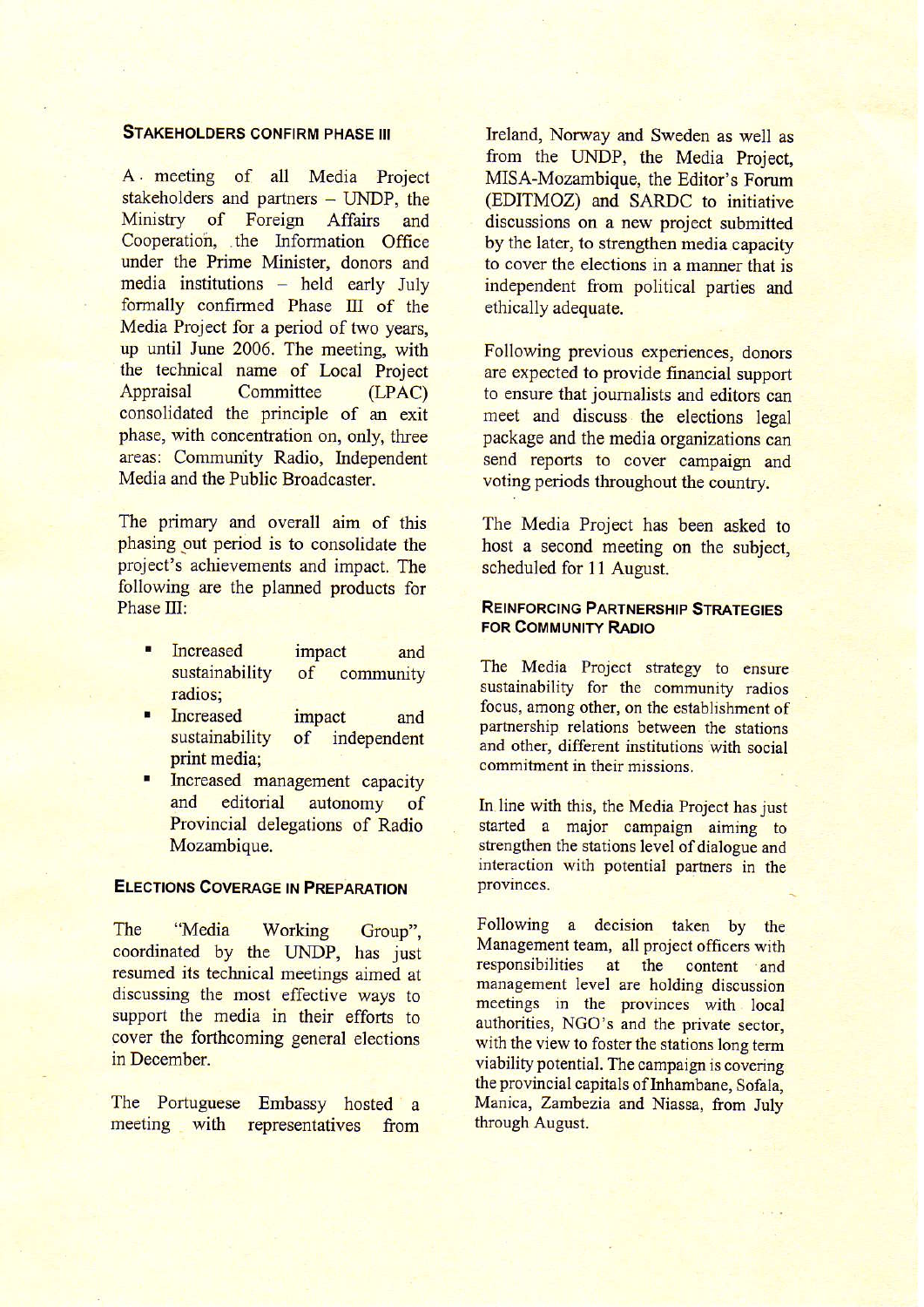## STAKEHOLDERS CONFIRM PHASE III

A meeting of all Media Project stakeholders and partners – UNDP, the Ministry of Foreign Affairs and Cooperation, the Information Office under the Prime Minister, donors and media institutions – held early July formally confirmed Phase III of the Media Project for a period of two years, up until June 2006. The meeting, with the technical name of Local Project Appraisal Committee (LPAC) consolidated the principle of an exit phase, with concentration on, only, three areas: Community Radio, Independent Media and the Public Broadcaster.

The primary and overall aim of this phasing out period is to consolidate the project's achievements and impact. The following are the planned products for Phase III:

- Increased impact and sustainability of community radios;
- Increased impact and sustainability of independent print media;
- Increased management capacity and editorial autonomy of Provincial delegations of Radio Mozambique.

## ELECTIONS COVERAGE IN PREPARATION

The "Media Working Group", coordinated by the UNDP, has just resumed its technical meetings aimed at discussing the most effective ways to support the media in their efforts to cover the forthcoming general elections in December.

The Portuguese Embassy hosted a meeting with representatives from Ireland, Norway and Sweden as well as from the UNDP, the Media Project, MISA-Mozambique, the Editor's Forum (EDITMOZ) and SARDC to initiative discussions on a new project submitted by the later, to strengthen media capacity to cover the elections in a manner that is independent from political parties and ethically adequate.

Following previous experiences, donors are expected to provide financial support to ensure that journalists and editors can meet and discuss the elections legal package and the media organizations can send reports to cover campaign and voting periods throughout the country.

The Media Project has been asked to host a second meeting on the subject, scheduled for 11 August.

## REINFORCING PARTNERSHIP STRATEGIES FOR COMMUNITY RADIO

The Media Project strategy to ensure sustainability for the community radios focus, among other, on the establishment of partnership relations between the stations and other, different institutions with social commitment in their missions.

In line with this, the Media Project has just started a major campaign aiming to strengthen the stations level of dialogue and interaction with potential partners in the provinces.

Following a decision taken by the Management team, all project officers with responsibilities at the content and management level are holding discussion meetings in the provinces with local authorities, NGO's and the private sector, with the view to foster the stations long term viability potential. The campaign is covering the provincial capitals of Inhambane, Sofala, Manica, Zambezia and Niassa, from July through August.